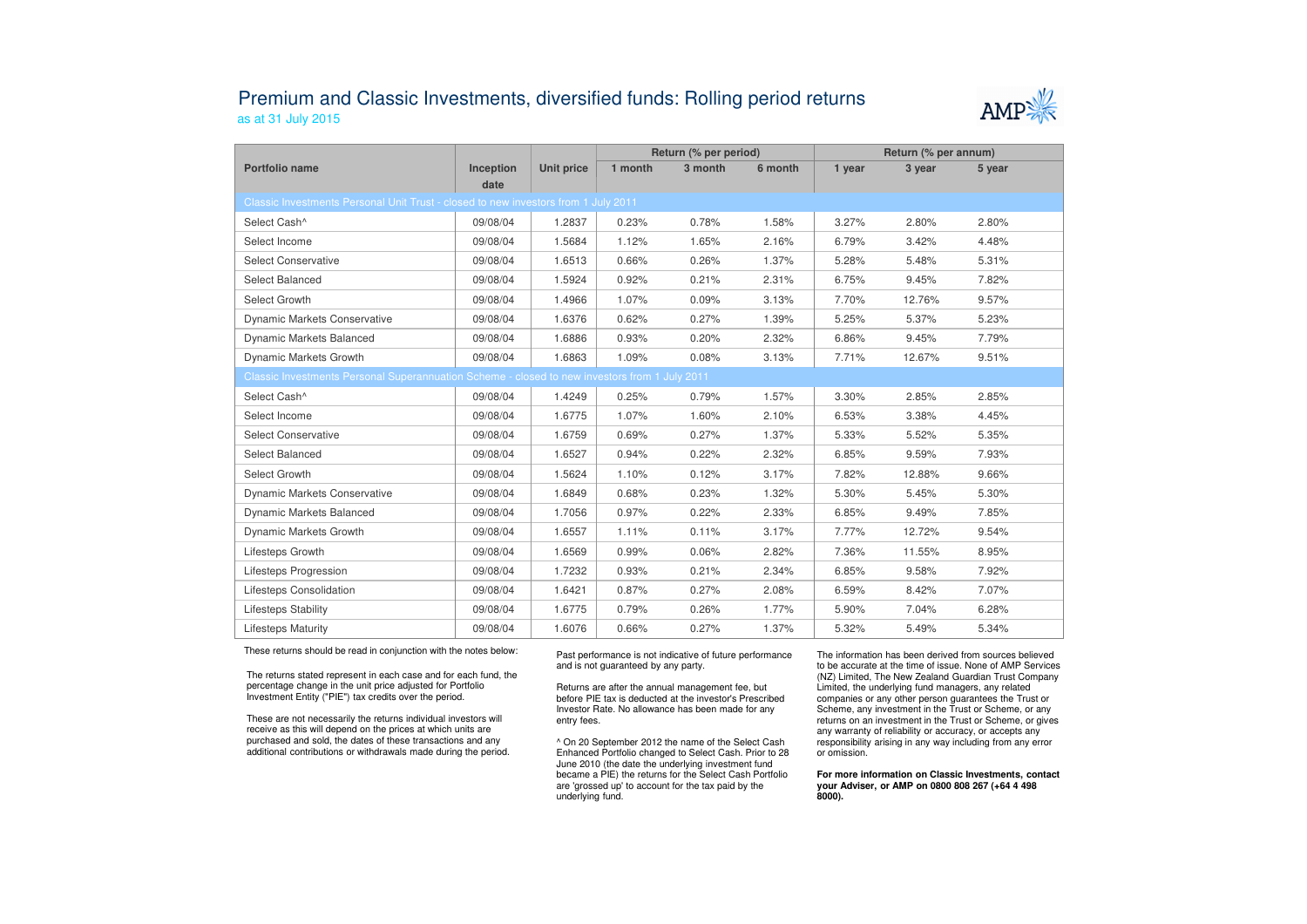# Premium and Classic Investments, diversified funds: Rolling period returns

as at 31 July 2015

| Portfolio name | Inception date | Unit price | Return (% per period) | | | Return (% per annum) | | |
|---|---|---|---|---|---|---|---|---|
| | | | 1 month | 3 month | 6 month | 1 year | 3 year | 5 year |
| **Classic Investments Personal Unit Trust - closed to new investors from 1 July 2011** | | | | | | | | |
| Select Cash^ | 09/08/04 | 1.2837 | 0.23% | 0.78% | 1.58% | 3.27% | 2.80% | 2.80% |
| Select Income | 09/08/04 | 1.5684 | 1.12% | 1.65% | 2.16% | 6.79% | 3.42% | 4.48% |
| Select Conservative | 09/08/04 | 1.6513 | 0.66% | 0.26% | 1.37% | 5.28% | 5.48% | 5.31% |
| Select Balanced | 09/08/04 | 1.5924 | 0.92% | 0.21% | 2.31% | 6.75% | 9.45% | 7.82% |
| Select Growth | 09/08/04 | 1.4966 | 1.07% | 0.09% | 3.13% | 7.70% | 12.76% | 9.57% |
| Dynamic Markets Conservative | 09/08/04 | 1.6376 | 0.62% | 0.27% | 1.39% | 5.25% | 5.37% | 5.23% |
| Dynamic Markets Balanced | 09/08/04 | 1.6886 | 0.93% | 0.20% | 2.32% | 6.86% | 9.45% | 7.79% |
| Dynamic Markets Growth | 09/08/04 | 1.6863 | 1.09% | 0.08% | 3.13% | 7.71% | 12.67% | 9.51% |
| **Classic Investments Personal Superannuation Scheme - closed to new investors from 1 July 2011** | | | | | | | | |
| Select Cash^ | 09/08/04 | 1.4249 | 0.25% | 0.79% | 1.57% | 3.30% | 2.85% | 2.85% |
| Select Income | 09/08/04 | 1.6775 | 1.07% | 1.60% | 2.10% | 6.53% | 3.38% | 4.45% |
| Select Conservative | 09/08/04 | 1.6759 | 0.69% | 0.27% | 1.37% | 5.33% | 5.52% | 5.35% |
| Select Balanced | 09/08/04 | 1.6527 | 0.94% | 0.22% | 2.32% | 6.85% | 9.59% | 7.93% |
| Select Growth | 09/08/04 | 1.5624 | 1.10% | 0.12% | 3.17% | 7.82% | 12.88% | 9.66% |
| Dynamic Markets Conservative | 09/08/04 | 1.6849 | 0.68% | 0.23% | 1.32% | 5.30% | 5.45% | 5.30% |
| Dynamic Markets Balanced | 09/08/04 | 1.7056 | 0.97% | 0.22% | 2.33% | 6.85% | 9.49% | 7.85% |
| Dynamic Markets Growth | 09/08/04 | 1.6557 | 1.11% | 0.11% | 3.17% | 7.77% | 12.72% | 9.54% |
| Lifesteps Growth | 09/08/04 | 1.6569 | 0.99% | 0.06% | 2.82% | 7.36% | 11.55% | 8.95% |
| Lifesteps Progression | 09/08/04 | 1.7232 | 0.93% | 0.21% | 2.34% | 6.85% | 9.58% | 7.92% |
| Lifesteps Consolidation | 09/08/04 | 1.6421 | 0.87% | 0.27% | 2.08% | 6.59% | 8.42% | 7.07% |
| Lifesteps Stability | 09/08/04 | 1.6775 | 0.79% | 0.26% | 1.77% | 5.90% | 7.04% | 6.28% |
| Lifesteps Maturity | 09/08/04 | 1.6076 | 0.66% | 0.27% | 1.37% | 5.32% | 5.49% | 5.34% |

These returns should be read in conjunction with the notes below:

The returns stated represent in each case and for each fund, the percentage change in the unit price adjusted for Portfolio Investment Entity ("PIE") tax credits over the period.

These are not necessarily the returns individual investors will receive as this will depend on the prices at which units are purchased and sold, the dates of these transactions and any additional contributions or withdrawals made during the period.

Past performance is not indicative of future performance and is not guaranteed by any party.

Returns are after the annual management fee, but before PIE tax is deducted at the investor's Prescribed Investor Rate. No allowance has been made for any entry fees.

^ On 20 September 2012 the name of the Select Cash Enhanced Portfolio changed to Select Cash. Prior to 28 June 2010 (the date the underlying investment fund became a PIE) the returns for the Select Cash Portfolio are 'grossed up' to account for the tax paid by the underlying fund.

The information has been derived from sources believed to be accurate at the time of issue. None of AMP Services (NZ) Limited, The New Zealand Guardian Trust Company Limited, the underlying fund managers, any related companies or any other person guarantees the Trust or Scheme, any investment in the Trust or Scheme, or any returns on an investment in the Trust or Scheme, or gives any warranty of reliability or accuracy, or accepts any responsibility arising in any way including from any error or omission.

**For more information on Classic Investments, contact your Adviser, or AMP on 0800 808 267 (+64 4 498 8000).**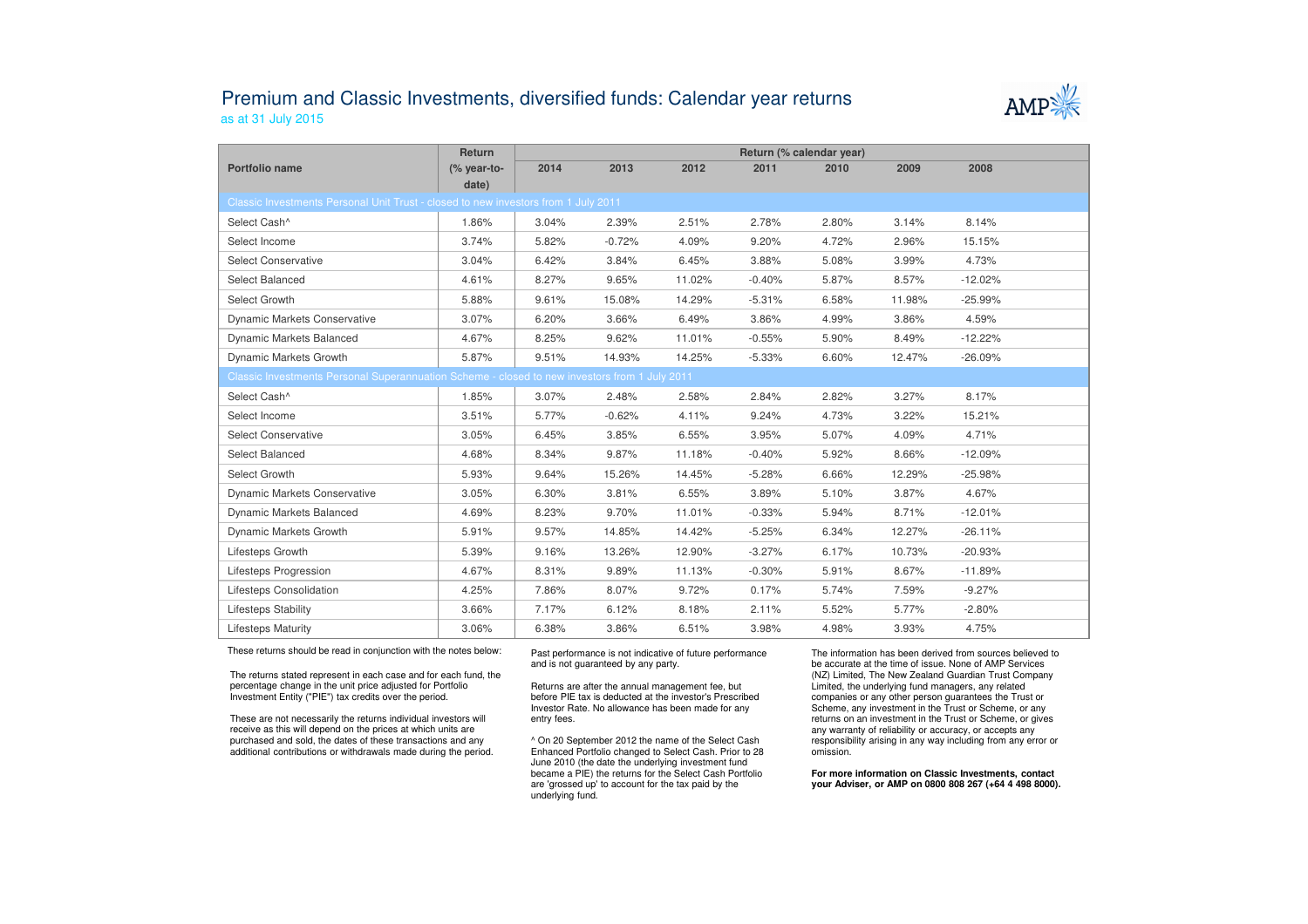# Premium and Classic Investments, diversified funds: Calendar year returns

as at 31 July 2015

| Portfolio name | Return (% year-to-date) | Return (% calendar year) | | | | | | |
|---|---|---|---|---|---|---|---|---|
| | | 2014 | 2013 | 2012 | 2011 | 2010 | 2009 | 2008 |
| **Classic Investments Personal Unit Trust - closed to new investors from 1 July 2011** | | | | | | | | |
| Select Cash^ | 1.86% | 3.04% | 2.39% | 2.51% | 2.78% | 2.80% | 3.14% | 8.14% |
| Select Income | 3.74% | 5.82% | -0.72% | 4.09% | 9.20% | 4.72% | 2.96% | 15.15% |
| Select Conservative | 3.04% | 6.42% | 3.84% | 6.45% | 3.88% | 5.08% | 3.99% | 4.73% |
| Select Balanced | 4.61% | 8.27% | 9.65% | 11.02% | -0.40% | 5.87% | 8.57% | -12.02% |
| Select Growth | 5.88% | 9.61% | 15.08% | 14.29% | -5.31% | 6.58% | 11.98% | -25.99% |
| Dynamic Markets Conservative | 3.07% | 6.20% | 3.66% | 6.49% | 3.86% | 4.99% | 3.86% | 4.59% |
| Dynamic Markets Balanced | 4.67% | 8.25% | 9.62% | 11.01% | -0.55% | 5.90% | 8.49% | -12.22% |
| Dynamic Markets Growth | 5.87% | 9.51% | 14.93% | 14.25% | -5.33% | 6.60% | 12.47% | -26.09% |
| **Classic Investments Personal Superannuation Scheme - closed to new investors from 1 July 2011** | | | | | | | | |
| Select Cash^ | 1.85% | 3.07% | 2.48% | 2.58% | 2.84% | 2.82% | 3.27% | 8.17% |
| Select Income | 3.51% | 5.77% | -0.62% | 4.11% | 9.24% | 4.73% | 3.22% | 15.21% |
| Select Conservative | 3.05% | 6.45% | 3.85% | 6.55% | 3.95% | 5.07% | 4.09% | 4.71% |
| Select Balanced | 4.68% | 8.34% | 9.87% | 11.18% | -0.40% | 5.92% | 8.66% | -12.09% |
| Select Growth | 5.93% | 9.64% | 15.26% | 14.45% | -5.28% | 6.66% | 12.29% | -25.98% |
| Dynamic Markets Conservative | 3.05% | 6.30% | 3.81% | 6.55% | 3.89% | 5.10% | 3.87% | 4.67% |
| Dynamic Markets Balanced | 4.69% | 8.23% | 9.70% | 11.01% | -0.33% | 5.94% | 8.71% | -12.01% |
| Dynamic Markets Growth | 5.91% | 9.57% | 14.85% | 14.42% | -5.25% | 6.34% | 12.27% | -26.11% |
| Lifesteps Growth | 5.39% | 9.16% | 13.26% | 12.90% | -3.27% | 6.17% | 10.73% | -20.93% |
| Lifesteps Progression | 4.67% | 8.31% | 9.89% | 11.13% | -0.30% | 5.91% | 8.67% | -11.89% |
| Lifesteps Consolidation | 4.25% | 7.86% | 8.07% | 9.72% | 0.17% | 5.74% | 7.59% | -9.27% |
| Lifesteps Stability | 3.66% | 7.17% | 6.12% | 8.18% | 2.11% | 5.52% | 5.77% | -2.80% |
| Lifesteps Maturity | 3.06% | 6.38% | 3.86% | 6.51% | 3.98% | 4.98% | 3.93% | 4.75% |

These returns should be read in conjunction with the notes below:

The returns stated represent in each case and for each fund, the percentage change in the unit price adjusted for Portfolio Investment Entity ("PIE") tax credits over the period.

These are not necessarily the returns individual investors will receive as this will depend on the prices at which units are purchased and sold, the dates of these transactions and any additional contributions or withdrawals made during the period.

Past performance is not indicative of future performance and is not guaranteed by any party.

Returns are after the annual management fee, but before PIE tax is deducted at the investor's Prescribed Investor Rate. No allowance has been made for any entry fees.

^ On 20 September 2012 the name of the Select Cash Enhanced Portfolio changed to Select Cash. Prior to 28 June 2010 (the date the underlying investment fund became a PIE) the returns for the Select Cash Portfolio are 'grossed up' to account for the tax paid by the underlying fund.

The information has been derived from sources believed to be accurate at the time of issue. None of AMP Services (NZ) Limited, The New Zealand Guardian Trust Company Limited, the underlying fund managers, any related companies or any other person guarantees the Trust or Scheme, any investment in the Trust or Scheme, or any returns on an investment in the Trust or Scheme, or gives any warranty of reliability or accuracy, or accepts any responsibility arising in any way including from any error or omission.

**For more information on Classic Investments, contact your Adviser, or AMP on 0800 808 267 (+64 4 498 8000).**